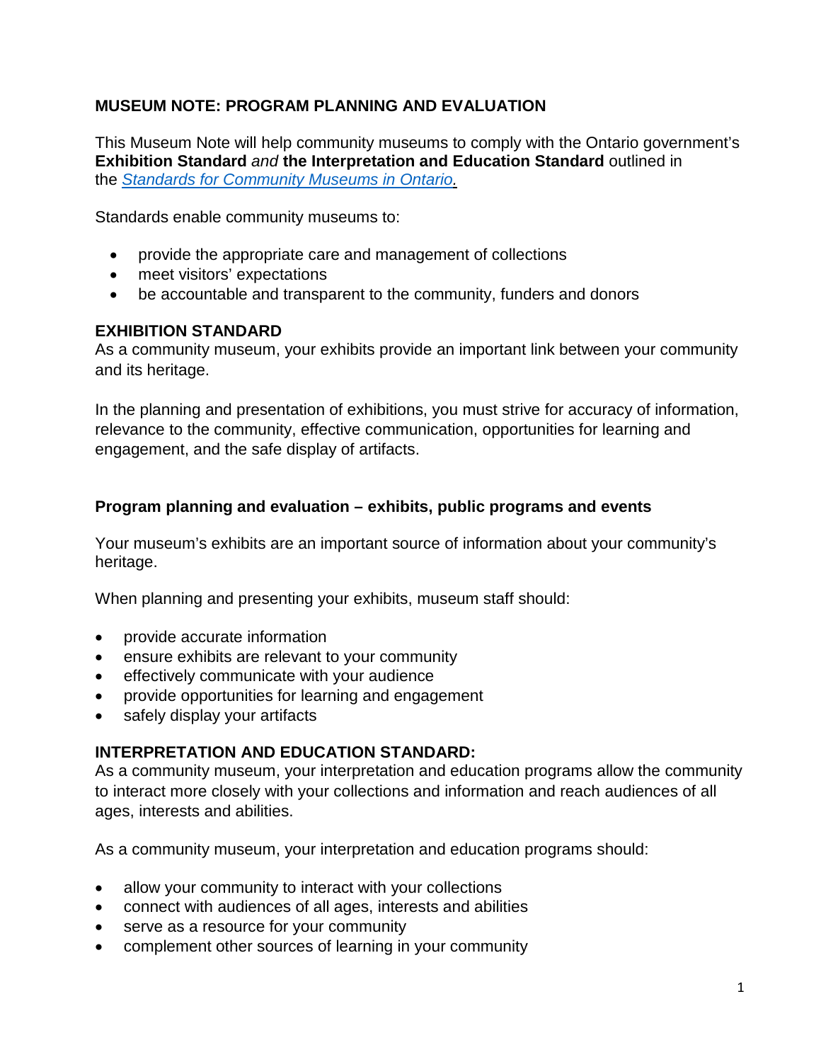# MUSEUM NOTE: PROGRAM PLANNING AND EVALUATION

This Museum Note will help community museums to comply with the Ontario government's **Exhibition Standard** *and* **the Interpretation and Education Standard** outlined in the [*Standards for Community Museums in Ontario.*](#)

Standards enable community museums to:

- provide the appropriate care and management of collections
- meet visitors' expectations
- be accountable and transparent to the community, funders and donors

## EXHIBITION STANDARD

As a community museum, your exhibits provide an important link between your community and its heritage.

In the planning and presentation of exhibitions, you must strive for accuracy of information, relevance to the community, effective communication, opportunities for learning and engagement, and the safe display of artifacts.

### Program planning and evaluation – exhibits, public programs and events

Your museum's exhibits are an important source of information about your community's heritage.

When planning and presenting your exhibits, museum staff should:

- provide accurate information
- ensure exhibits are relevant to your community
- effectively communicate with your audience
- provide opportunities for learning and engagement
- safely display your artifacts

## INTERPRETATION AND EDUCATION STANDARD:

As a community museum, your interpretation and education programs allow the community to interact more closely with your collections and information and reach audiences of all ages, interests and abilities.

As a community museum, your interpretation and education programs should:

- allow your community to interact with your collections
- connect with audiences of all ages, interests and abilities
- serve as a resource for your community
- complement other sources of learning in your community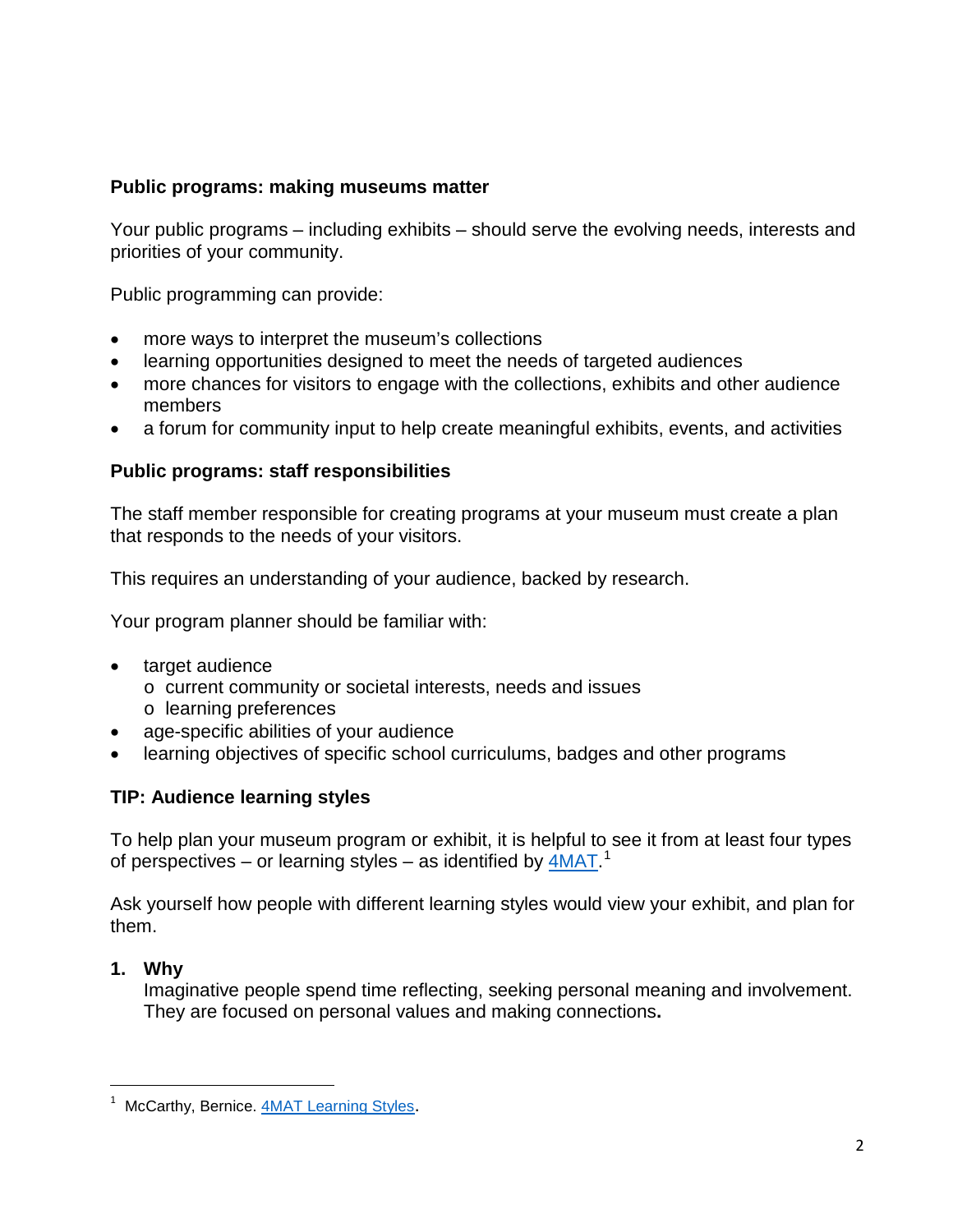**Public programs: making museums matter**

Your public programs – including exhibits – should serve the evolving needs, interests and priorities of your community.

Public programming can provide:

- more ways to interpret the museum's collections
- learning opportunities designed to meet the needs of targeted audiences
- more chances for visitors to engage with the collections, exhibits and other audience members
- a forum for community input to help create meaningful exhibits, events, and activities

**Public programs: staff responsibilities**

The staff member responsible for creating programs at your museum must create a plan that responds to the needs of your visitors.

This requires an understanding of your audience, backed by research.

Your program planner should be familiar with:

- target audience
  - current community or societal interests, needs and issues
  - learning preferences
- age-specific abilities of your audience
- learning objectives of specific school curriculums, badges and other programs

**TIP: Audience learning styles**

To help plan your museum program or exhibit, it is helpful to see it from at least four types of perspectives – or learning styles – as identified by 4MAT.[1]

Ask yourself how people with different learning styles would view your exhibit, and plan for them.

1. **Why**
   Imaginative people spend time reflecting, seeking personal meaning and involvement. They are focused on personal values and making connections.

---

[1] McCarthy, Bernice. 4MAT Learning Styles.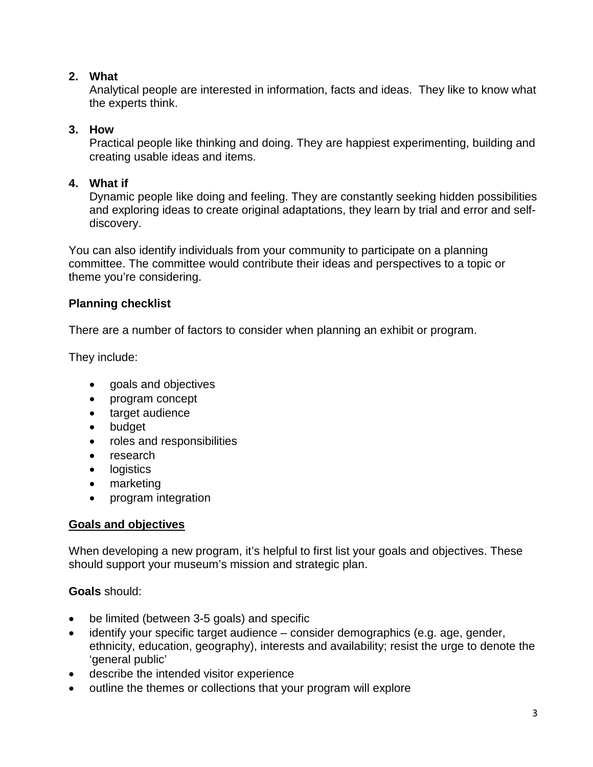2. **What**
   Analytical people are interested in information, facts and ideas. They like to know what the experts think.

3. **How**
   Practical people like thinking and doing. They are happiest experimenting, building and creating usable ideas and items.

4. **What if**
   Dynamic people like doing and feeling. They are constantly seeking hidden possibilities and exploring ideas to create original adaptations, they learn by trial and error and self-discovery.

You can also identify individuals from your community to participate on a planning committee. The committee would contribute their ideas and perspectives to a topic or theme you're considering.

**Planning checklist**

There are a number of factors to consider when planning an exhibit or program.

They include:

- goals and objectives
- program concept
- target audience
- budget
- roles and responsibilities
- research
- logistics
- marketing
- program integration

**Goals and objectives**

When developing a new program, it's helpful to first list your goals and objectives. These should support your museum's mission and strategic plan.

**Goals** should:

- be limited (between 3-5 goals) and specific
- identify your specific target audience – consider demographics (e.g. age, gender, ethnicity, education, geography), interests and availability; resist the urge to denote the 'general public'
- describe the intended visitor experience
- outline the themes or collections that your program will explore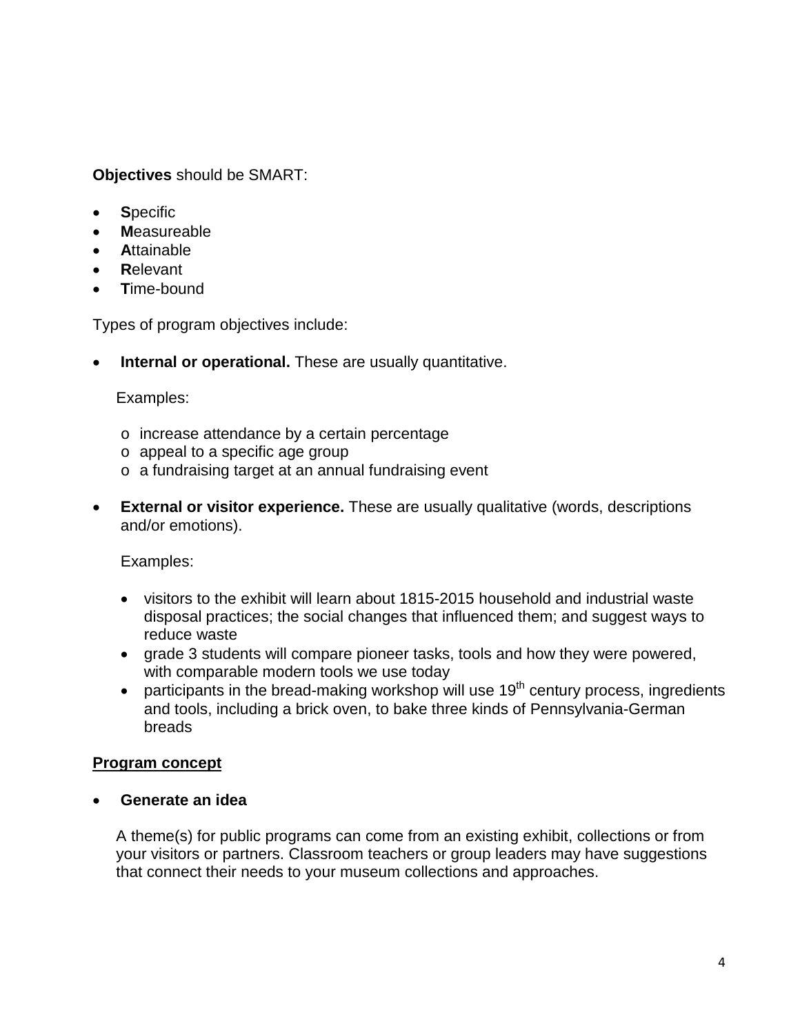**Objectives** should be SMART:

- **S**pecific
- **M**easureable
- **A**ttainable
- **R**elevant
- **T**ime-bound

Types of program objectives include:

- **Internal or operational.** These are usually quantitative.

  Examples:

  - increase attendance by a certain percentage
  - appeal to a specific age group
  - a fundraising target at an annual fundraising event

- **External or visitor experience.** These are usually qualitative (words, descriptions and/or emotions).

  Examples:

  - visitors to the exhibit will learn about 1815-2015 household and industrial waste disposal practices; the social changes that influenced them; and suggest ways to reduce waste
  - grade 3 students will compare pioneer tasks, tools and how they were powered, with comparable modern tools we use today
  - participants in the bread-making workshop will use 19th century process, ingredients and tools, including a brick oven, to bake three kinds of Pennsylvania-German breads

<u>**Program concept**</u>

- **Generate an idea**

  A theme(s) for public programs can come from an existing exhibit, collections or from your visitors or partners. Classroom teachers or group leaders may have suggestions that connect their needs to your museum collections and approaches.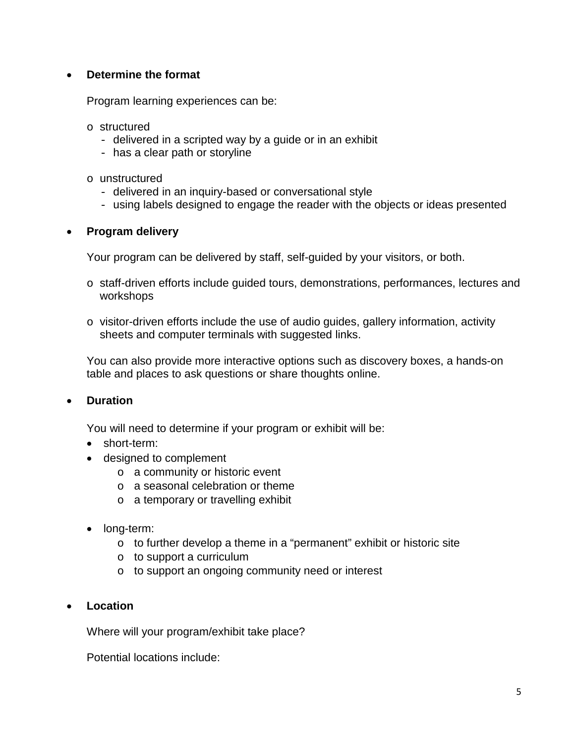- **Determine the format**

  Program learning experiences can be:

  - structured
    - delivered in a scripted way by a guide or in an exhibit
    - has a clear path or storyline

  - unstructured
    - delivered in an inquiry-based or conversational style
    - using labels designed to engage the reader with the objects or ideas presented

- **Program delivery**

  Your program can be delivered by staff, self-guided by your visitors, or both.

  - staff-driven efforts include guided tours, demonstrations, performances, lectures and workshops

  - visitor-driven efforts include the use of audio guides, gallery information, activity sheets and computer terminals with suggested links.

  You can also provide more interactive options such as discovery boxes, a hands-on table and places to ask questions or share thoughts online.

- **Duration**

  You will need to determine if your program or exhibit will be:

  - short-term:
  - designed to complement
    - a community or historic event
    - a seasonal celebration or theme
    - a temporary or travelling exhibit

  - long-term:
    - to further develop a theme in a "permanent" exhibit or historic site
    - to support a curriculum
    - to support an ongoing community need or interest

- **Location**

  Where will your program/exhibit take place?

  Potential locations include: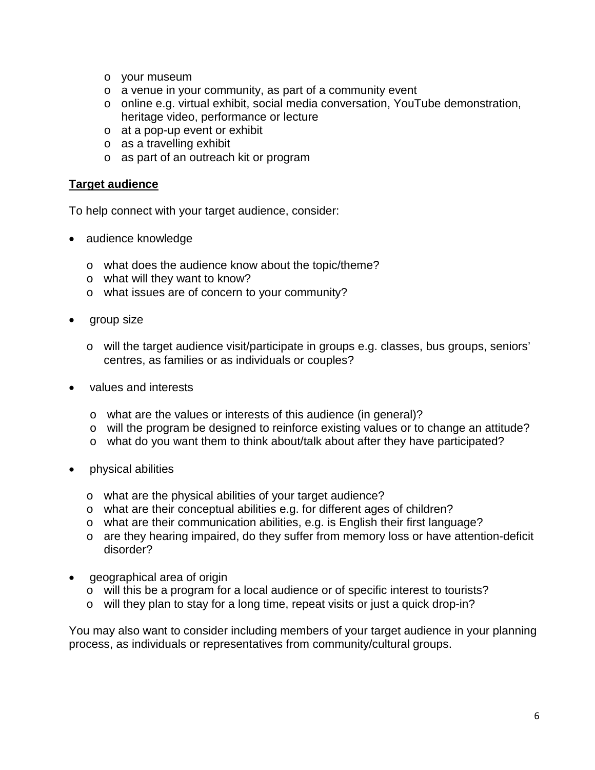- your museum
- a venue in your community, as part of a community event
- online e.g. virtual exhibit, social media conversation, YouTube demonstration, heritage video, performance or lecture
- at a pop-up event or exhibit
- as a travelling exhibit
- as part of an outreach kit or program

**<u>Target audience</u>**

To help connect with your target audience, consider:

- audience knowledge
    - what does the audience know about the topic/theme?
    - what will they want to know?
    - what issues are of concern to your community?

- group size
    - will the target audience visit/participate in groups e.g. classes, bus groups, seniors' centres, as families or as individuals or couples?

- values and interests
    - what are the values or interests of this audience (in general)?
    - will the program be designed to reinforce existing values or to change an attitude?
    - what do you want them to think about/talk about after they have participated?

- physical abilities
    - what are the physical abilities of your target audience?
    - what are their conceptual abilities e.g. for different ages of children?
    - what are their communication abilities, e.g. is English their first language?
    - are they hearing impaired, do they suffer from memory loss or have attention-deficit disorder?

- geographical area of origin
    - will this be a program for a local audience or of specific interest to tourists?
    - will they plan to stay for a long time, repeat visits or just a quick drop-in?

You may also want to consider including members of your target audience in your planning process, as individuals or representatives from community/cultural groups.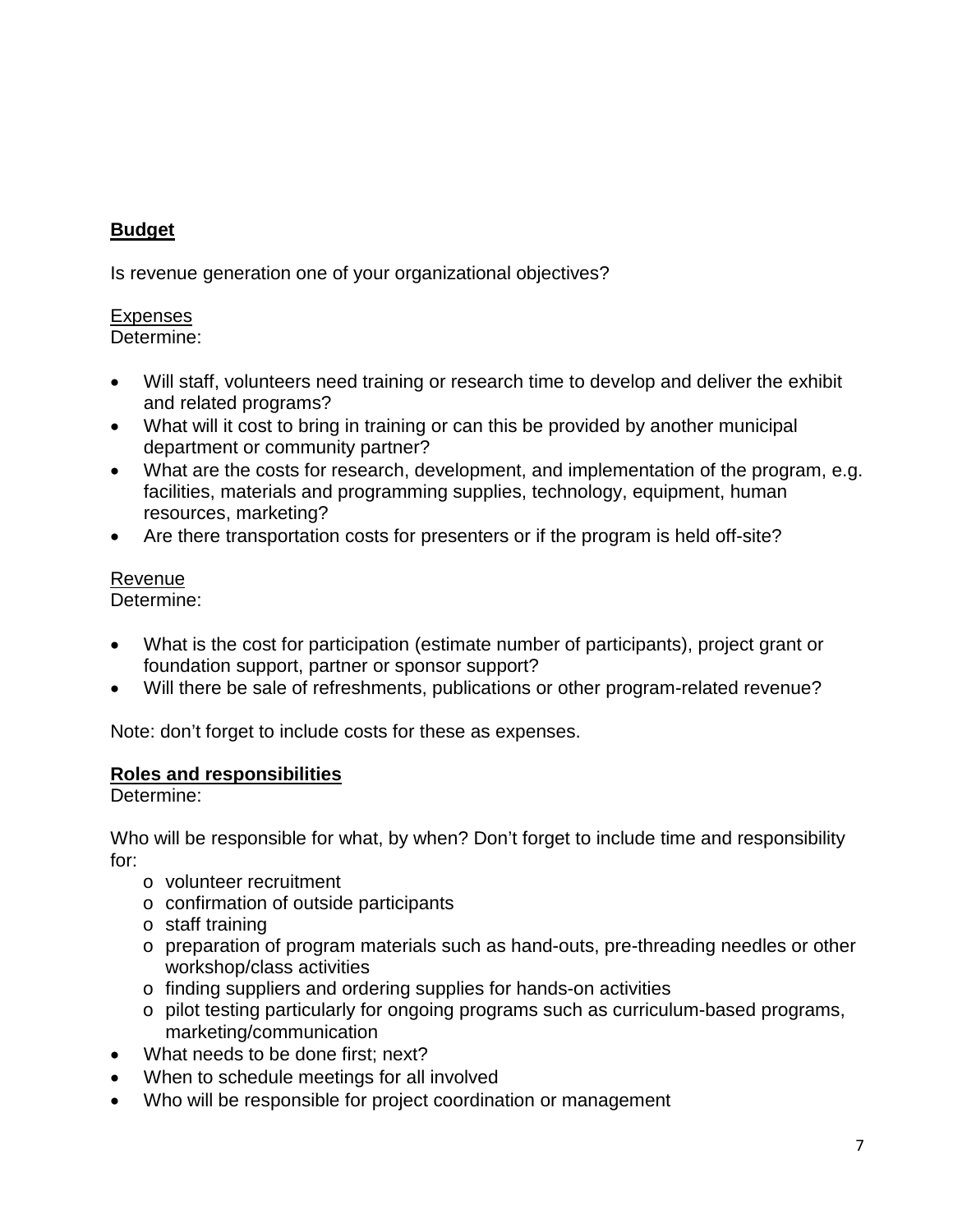## **Budget**

Is revenue generation one of your organizational objectives?

Expenses
Determine:

- Will staff, volunteers need training or research time to develop and deliver the exhibit and related programs?
- What will it cost to bring in training or can this be provided by another municipal department or community partner?
- What are the costs for research, development, and implementation of the program, e.g. facilities, materials and programming supplies, technology, equipment, human resources, marketing?
- Are there transportation costs for presenters or if the program is held off-site?

Revenue
Determine:

- What is the cost for participation (estimate number of participants), project grant or foundation support, partner or sponsor support?
- Will there be sale of refreshments, publications or other program-related revenue?

Note: don't forget to include costs for these as expenses.

## **Roles and responsibilities**

Determine:

Who will be responsible for what, by when? Don't forget to include time and responsibility for:

- volunteer recruitment
- confirmation of outside participants
- staff training
- preparation of program materials such as hand-outs, pre-threading needles or other workshop/class activities
- finding suppliers and ordering supplies for hands-on activities
- pilot testing particularly for ongoing programs such as curriculum-based programs, marketing/communication

- What needs to be done first; next?
- When to schedule meetings for all involved
- Who will be responsible for project coordination or management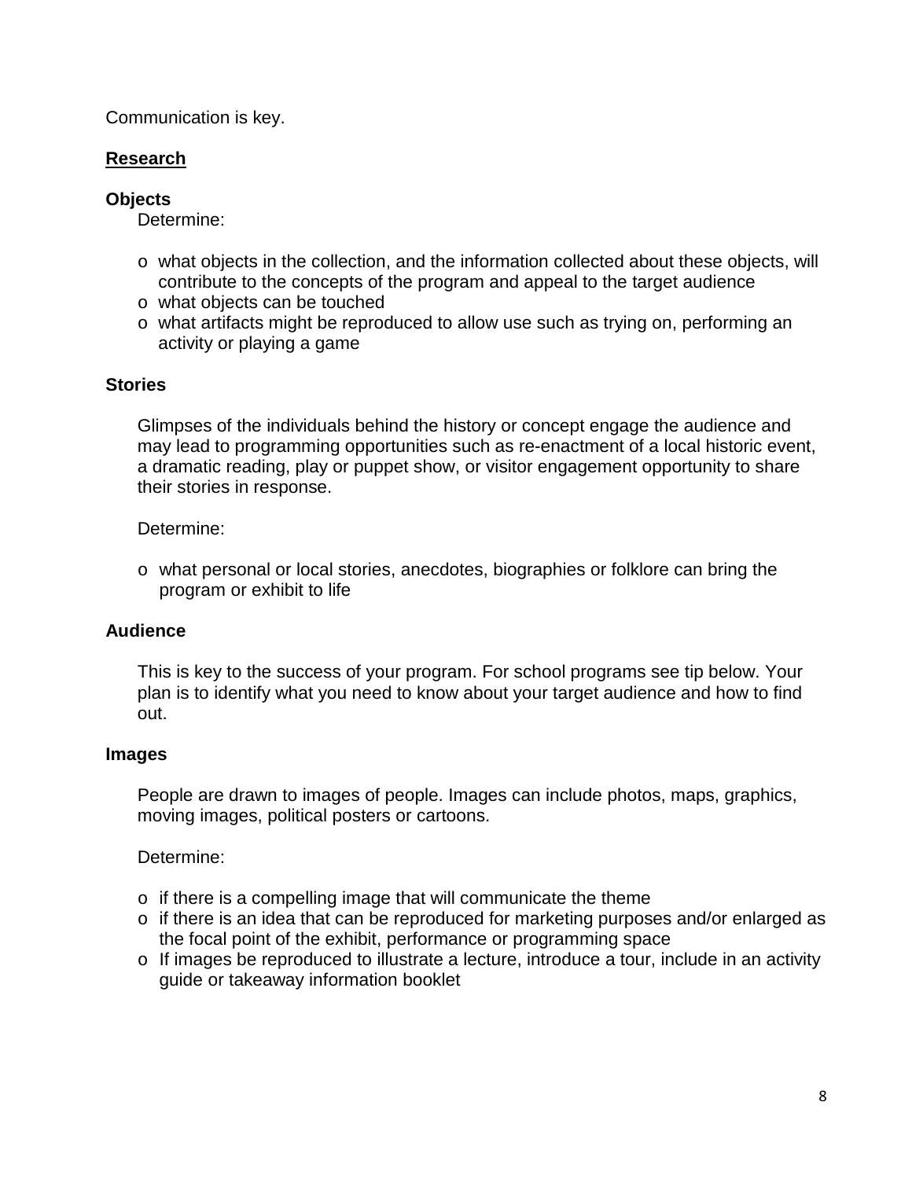Communication is key.

## Research

### Objects

Determine:

- what objects in the collection, and the information collected about these objects, will contribute to the concepts of the program and appeal to the target audience
- what objects can be touched
- what artifacts might be reproduced to allow use such as trying on, performing an activity or playing a game

### Stories

Glimpses of the individuals behind the history or concept engage the audience and may lead to programming opportunities such as re-enactment of a local historic event, a dramatic reading, play or puppet show, or visitor engagement opportunity to share their stories in response.

Determine:

- what personal or local stories, anecdotes, biographies or folklore can bring the program or exhibit to life

### Audience

This is key to the success of your program. For school programs see tip below. Your plan is to identify what you need to know about your target audience and how to find out.

### Images

People are drawn to images of people. Images can include photos, maps, graphics, moving images, political posters or cartoons.

Determine:

- if there is a compelling image that will communicate the theme
- if there is an idea that can be reproduced for marketing purposes and/or enlarged as the focal point of the exhibit, performance or programming space
- If images be reproduced to illustrate a lecture, introduce a tour, include in an activity guide or takeaway information booklet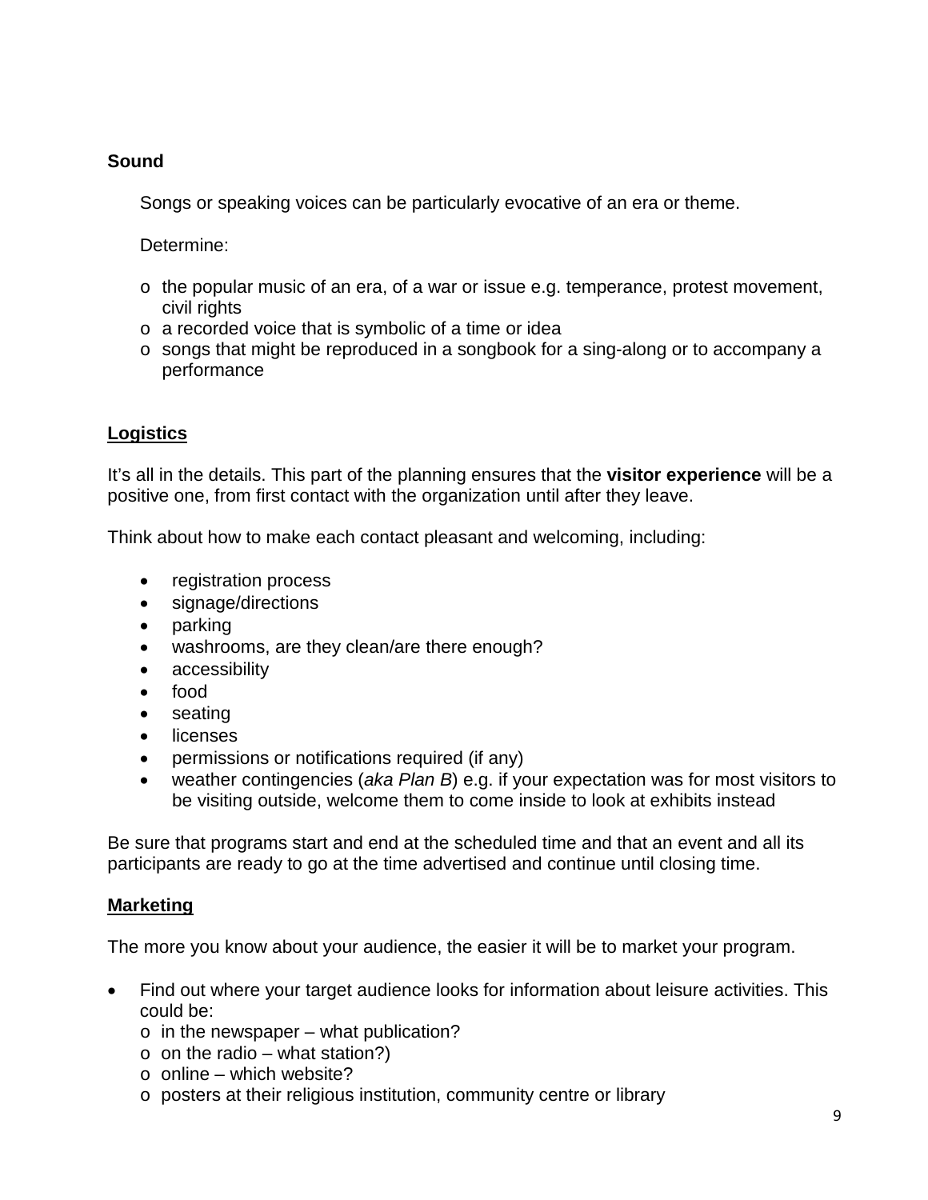**Sound**

Songs or speaking voices can be particularly evocative of an era or theme.

Determine:

- the popular music of an era, of a war or issue e.g. temperance, protest movement, civil rights
- a recorded voice that is symbolic of a time or idea
- songs that might be reproduced in a songbook for a sing-along or to accompany a performance

## Logistics

It's all in the details. This part of the planning ensures that the **visitor experience** will be a positive one, from first contact with the organization until after they leave.

Think about how to make each contact pleasant and welcoming, including:

- registration process
- signage/directions
- parking
- washrooms, are they clean/are there enough?
- accessibility
- food
- seating
- licenses
- permissions or notifications required (if any)
- weather contingencies (*aka Plan B*) e.g. if your expectation was for most visitors to be visiting outside, welcome them to come inside to look at exhibits instead

Be sure that programs start and end at the scheduled time and that an event and all its participants are ready to go at the time advertised and continue until closing time.

## Marketing

The more you know about your audience, the easier it will be to market your program.

- Find out where your target audience looks for information about leisure activities. This could be:
  - in the newspaper – what publication?
  - on the radio – what station?)
  - online – which website?
  - posters at their religious institution, community centre or library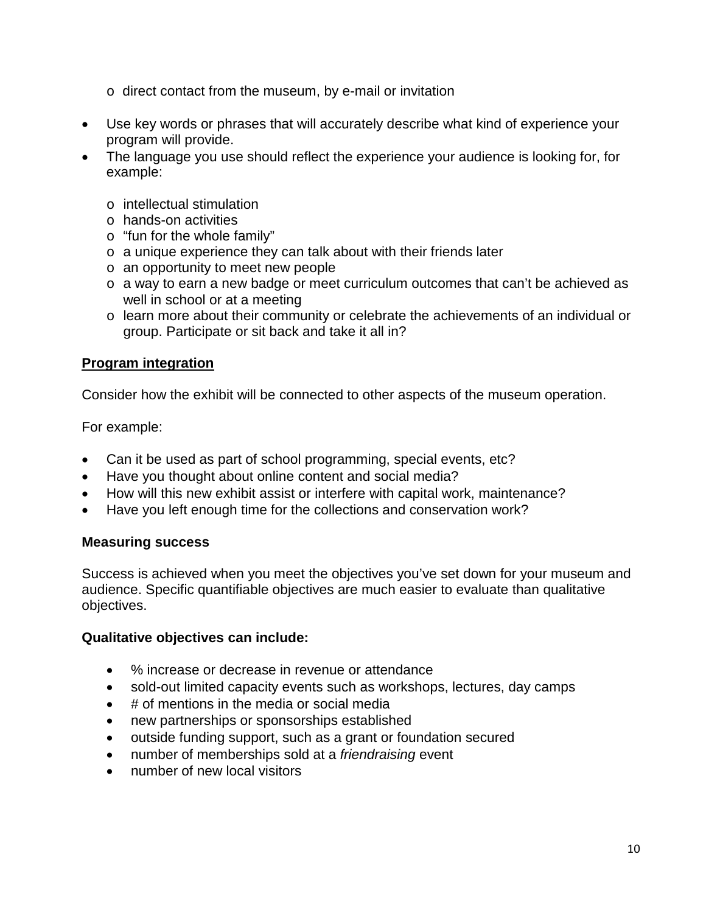- direct contact from the museum, by e-mail or invitation

- Use key words or phrases that will accurately describe what kind of experience your program will provide.
- The language you use should reflect the experience your audience is looking for, for example:
  - intellectual stimulation
  - hands-on activities
  - “fun for the whole family”
  - a unique experience they can talk about with their friends later
  - an opportunity to meet new people
  - a way to earn a new badge or meet curriculum outcomes that can’t be achieved as well in school or at a meeting
  - learn more about their community or celebrate the achievements of an individual or group. Participate or sit back and take it all in?

**<u>Program integration</u>**

Consider how the exhibit will be connected to other aspects of the museum operation.

For example:

- Can it be used as part of school programming, special events, etc?
- Have you thought about online content and social media?
- How will this new exhibit assist or interfere with capital work, maintenance?
- Have you left enough time for the collections and conservation work?

**Measuring success**

Success is achieved when you meet the objectives you’ve set down for your museum and audience. Specific quantifiable objectives are much easier to evaluate than qualitative objectives.

**Qualitative objectives can include:**

- % increase or decrease in revenue or attendance
- sold-out limited capacity events such as workshops, lectures, day camps
- # of mentions in the media or social media
- new partnerships or sponsorships established
- outside funding support, such as a grant or foundation secured
- number of memberships sold at a *friendraising* event
- number of new local visitors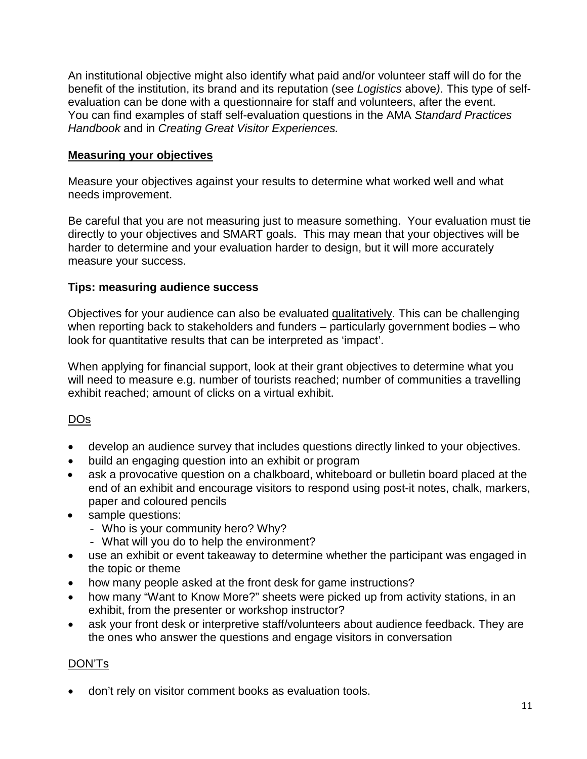An institutional objective might also identify what paid and/or volunteer staff will do for the benefit of the institution, its brand and its reputation (see *Logistics* above). This type of self-evaluation can be done with a questionnaire for staff and volunteers, after the event. You can find examples of staff self-evaluation questions in the AMA *Standard Practices Handbook* and in *Creating Great Visitor Experiences.*

## Measuring your objectives

Measure your objectives against your results to determine what worked well and what needs improvement.

Be careful that you are not measuring just to measure something. Your evaluation must tie directly to your objectives and SMART goals. This may mean that your objectives will be harder to determine and your evaluation harder to design, but it will more accurately measure your success.

### Tips: measuring audience success

Objectives for your audience can also be evaluated qualitatively. This can be challenging when reporting back to stakeholders and funders – particularly government bodies – who look for quantitative results that can be interpreted as 'impact'.

When applying for financial support, look at their grant objectives to determine what you will need to measure e.g. number of tourists reached; number of communities a travelling exhibit reached; amount of clicks on a virtual exhibit.

DOs

- develop an audience survey that includes questions directly linked to your objectives.
- build an engaging question into an exhibit or program
- ask a provocative question on a chalkboard, whiteboard or bulletin board placed at the end of an exhibit and encourage visitors to respond using post-it notes, chalk, markers, paper and coloured pencils
- sample questions:
  - Who is your community hero? Why?
  - What will you do to help the environment?
- use an exhibit or event takeaway to determine whether the participant was engaged in the topic or theme
- how many people asked at the front desk for game instructions?
- how many "Want to Know More?" sheets were picked up from activity stations, in an exhibit, from the presenter or workshop instructor?
- ask your front desk or interpretive staff/volunteers about audience feedback. They are the ones who answer the questions and engage visitors in conversation

DON'Ts

- don't rely on visitor comment books as evaluation tools.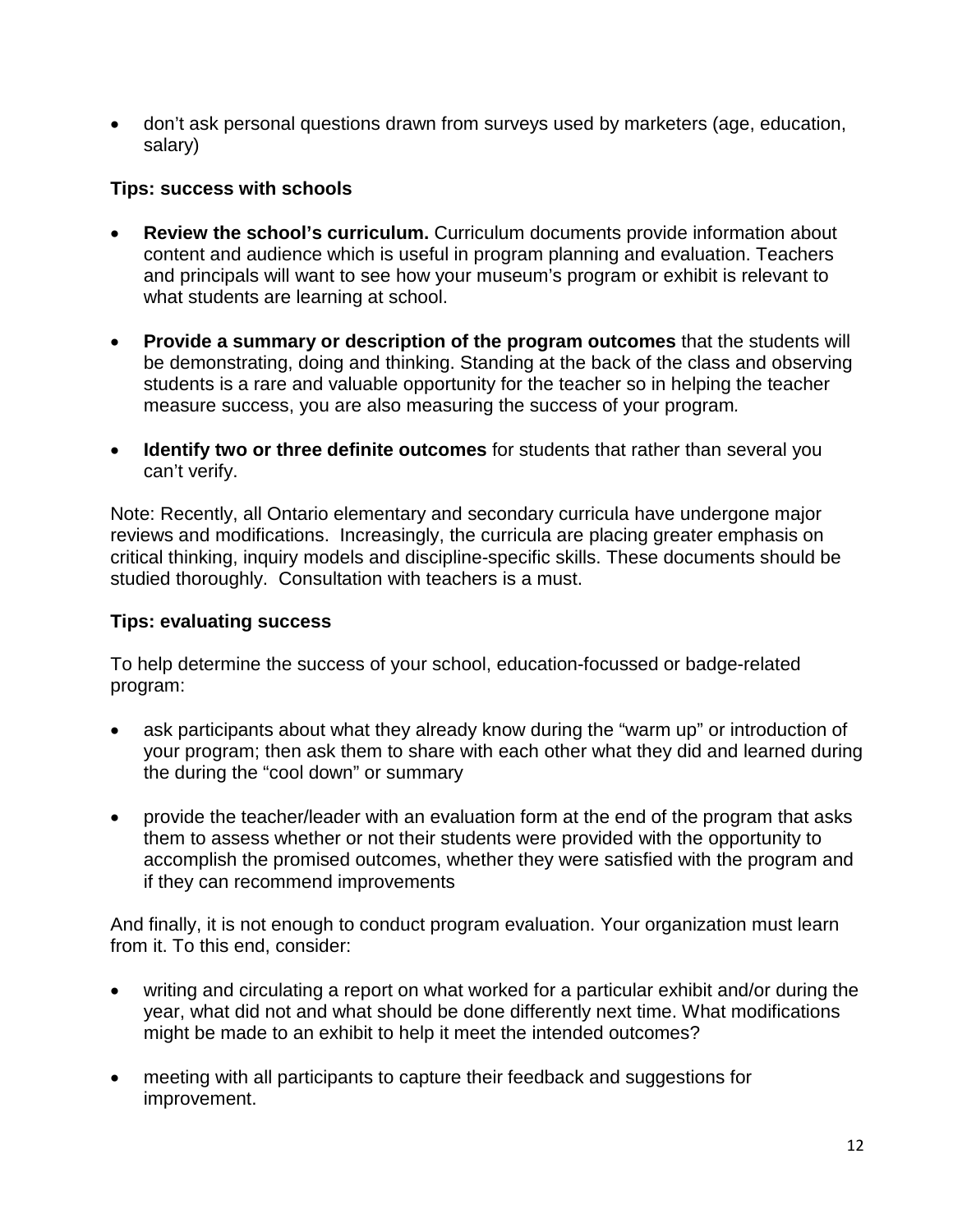- don't ask personal questions drawn from surveys used by marketers (age, education, salary)

**Tips: success with schools**

- **Review the school's curriculum.** Curriculum documents provide information about content and audience which is useful in program planning and evaluation. Teachers and principals will want to see how your museum's program or exhibit is relevant to what students are learning at school.

- **Provide a summary or description of the program outcomes** that the students will be demonstrating, doing and thinking. Standing at the back of the class and observing students is a rare and valuable opportunity for the teacher so in helping the teacher measure success, you are also measuring the success of your program.

- **Identify two or three definite outcomes** for students that rather than several you can't verify.

Note: Recently, all Ontario elementary and secondary curricula have undergone major reviews and modifications. Increasingly, the curricula are placing greater emphasis on critical thinking, inquiry models and discipline-specific skills. These documents should be studied thoroughly. Consultation with teachers is a must.

**Tips: evaluating success**

To help determine the success of your school, education-focussed or badge-related program:

- ask participants about what they already know during the "warm up" or introduction of your program; then ask them to share with each other what they did and learned during the during the "cool down" or summary

- provide the teacher/leader with an evaluation form at the end of the program that asks them to assess whether or not their students were provided with the opportunity to accomplish the promised outcomes, whether they were satisfied with the program and if they can recommend improvements

And finally, it is not enough to conduct program evaluation. Your organization must learn from it. To this end, consider:

- writing and circulating a report on what worked for a particular exhibit and/or during the year, what did not and what should be done differently next time. What modifications might be made to an exhibit to help it meet the intended outcomes?

- meeting with all participants to capture their feedback and suggestions for improvement.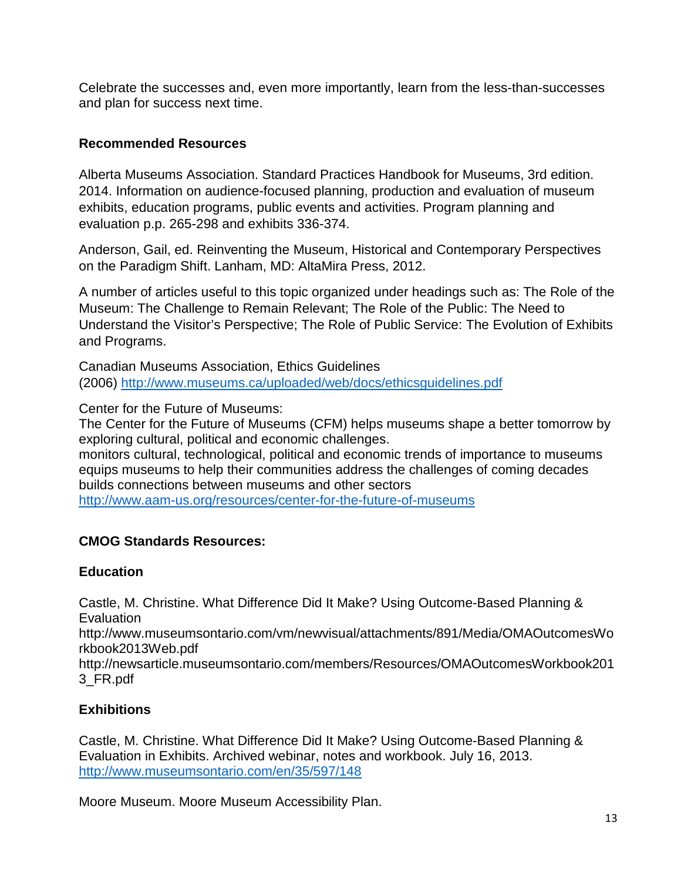Celebrate the successes and, even more importantly, learn from the less-than-successes and plan for success next time.

**Recommended Resources**

Alberta Museums Association. Standard Practices Handbook for Museums, 3rd edition. 2014. Information on audience-focused planning, production and evaluation of museum exhibits, education programs, public events and activities. Program planning and evaluation p.p. 265-298 and exhibits 336-374.

Anderson, Gail, ed. Reinventing the Museum, Historical and Contemporary Perspectives on the Paradigm Shift. Lanham, MD: AltaMira Press, 2012.

A number of articles useful to this topic organized under headings such as: The Role of the Museum: The Challenge to Remain Relevant; The Role of the Public: The Need to Understand the Visitor's Perspective; The Role of Public Service: The Evolution of Exhibits and Programs.

Canadian Museums Association, Ethics Guidelines
(2006) http://www.museums.ca/uploaded/web/docs/ethicsguidelines.pdf

Center for the Future of Museums:
The Center for the Future of Museums (CFM) helps museums shape a better tomorrow by exploring cultural, political and economic challenges.
monitors cultural, technological, political and economic trends of importance to museums
equips museums to help their communities address the challenges of coming decades
builds connections between museums and other sectors
http://www.aam-us.org/resources/center-for-the-future-of-museums

**CMOG Standards Resources:**

**Education**

Castle, M. Christine. What Difference Did It Make? Using Outcome-Based Planning & Evaluation
http://www.museumsontario.com/vm/newvisual/attachments/891/Media/OMAOutcomesWorkbook2013Web.pdf
http://newsarticle.museumsontario.com/members/Resources/OMAOutcomesWorkbook2013_FR.pdf

**Exhibitions**

Castle, M. Christine. What Difference Did It Make? Using Outcome-Based Planning & Evaluation in Exhibits. Archived webinar, notes and workbook. July 16, 2013. http://www.museumsontario.com/en/35/597/148

Moore Museum. Moore Museum Accessibility Plan.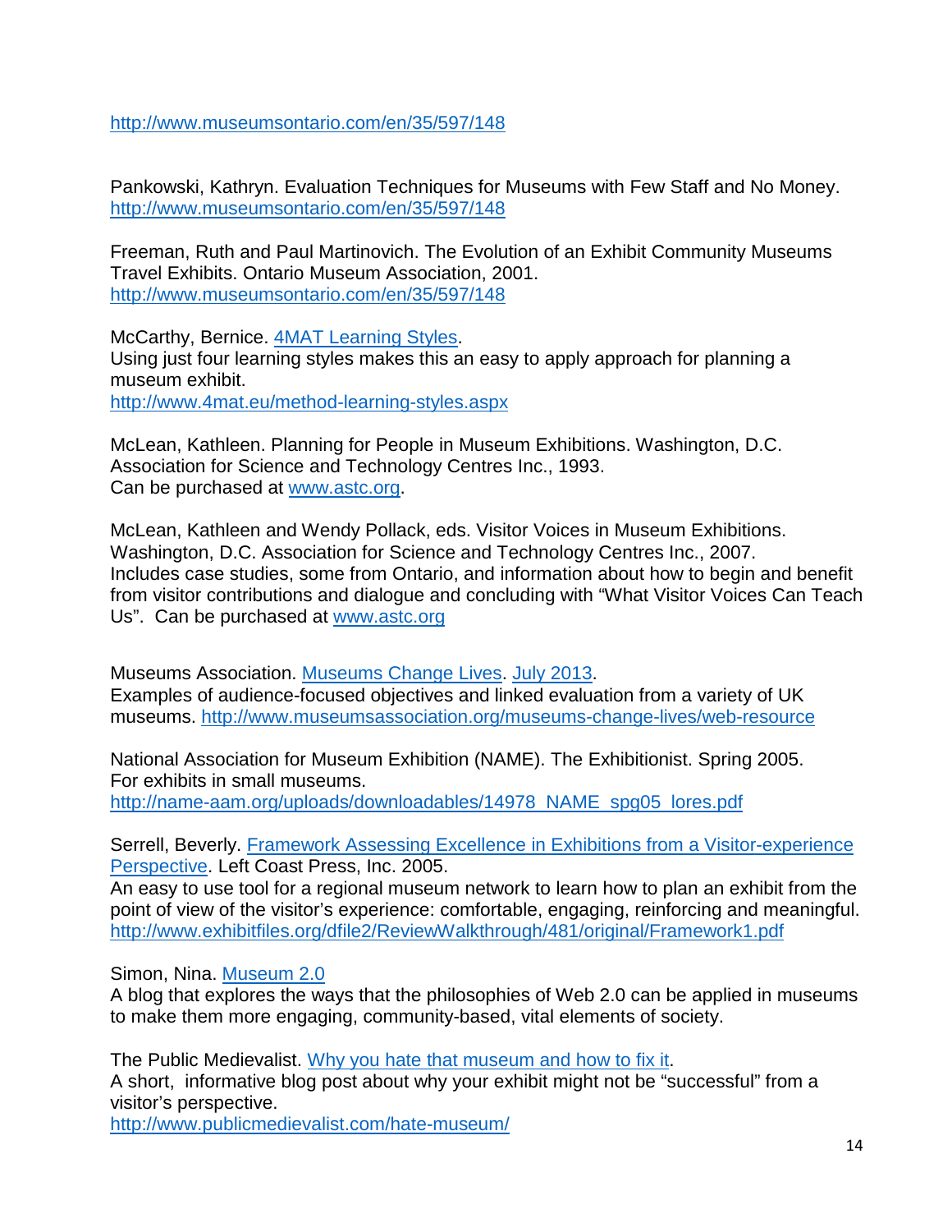http://www.museumsontario.com/en/35/597/148

Pankowski, Kathryn. Evaluation Techniques for Museums with Few Staff and No Money.
http://www.museumsontario.com/en/35/597/148

Freeman, Ruth and Paul Martinovich. The Evolution of an Exhibit Community Museums Travel Exhibits. Ontario Museum Association, 2001.
http://www.museumsontario.com/en/35/597/148

McCarthy, Bernice. 4MAT Learning Styles.
Using just four learning styles makes this an easy to apply approach for planning a museum exhibit.
http://www.4mat.eu/method-learning-styles.aspx

McLean, Kathleen. Planning for People in Museum Exhibitions. Washington, D.C. Association for Science and Technology Centres Inc., 1993.
Can be purchased at www.astc.org.

McLean, Kathleen and Wendy Pollack, eds. Visitor Voices in Museum Exhibitions. Washington, D.C. Association for Science and Technology Centres Inc., 2007.
Includes case studies, some from Ontario, and information about how to begin and benefit from visitor contributions and dialogue and concluding with "What Visitor Voices Can Teach Us". Can be purchased at www.astc.org

Museums Association. Museums Change Lives. July 2013.
Examples of audience-focused objectives and linked evaluation from a variety of UK museums. http://www.museumsassociation.org/museums-change-lives/web-resource

National Association for Museum Exhibition (NAME). The Exhibitionist. Spring 2005.
For exhibits in small museums.
http://name-aam.org/uploads/downloadables/14978_NAME_spg05_lores.pdf

Serrell, Beverly. Framework Assessing Excellence in Exhibitions from a Visitor-experience Perspective. Left Coast Press, Inc. 2005.
An easy to use tool for a regional museum network to learn how to plan an exhibit from the point of view of the visitor's experience: comfortable, engaging, reinforcing and meaningful.
http://www.exhibitfiles.org/dfile2/ReviewWalkthrough/481/original/Framework1.pdf

Simon, Nina. Museum 2.0
A blog that explores the ways that the philosophies of Web 2.0 can be applied in museums to make them more engaging, community-based, vital elements of society.

The Public Medievalist. Why you hate that museum and how to fix it.
A short, informative blog post about why your exhibit might not be "successful" from a visitor's perspective.
http://www.publicmedievalist.com/hate-museum/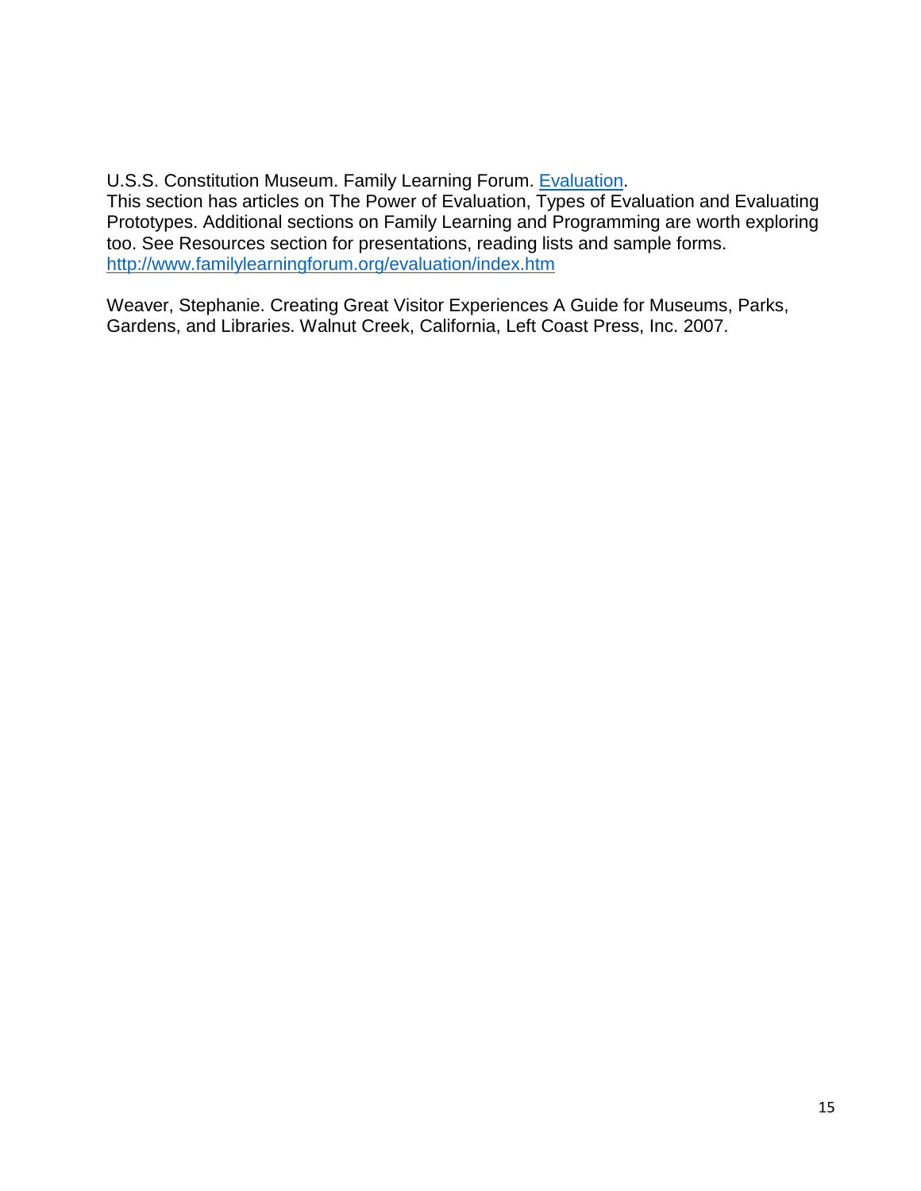U.S.S. Constitution Museum. Family Learning Forum. [Evaluation](http://www.familylearningforum.org/evaluation/index.htm).
This section has articles on The Power of Evaluation, Types of Evaluation and Evaluating Prototypes. Additional sections on Family Learning and Programming are worth exploring too. See Resources section for presentations, reading lists and sample forms.
http://www.familylearningforum.org/evaluation/index.htm

Weaver, Stephanie. Creating Great Visitor Experiences A Guide for Museums, Parks, Gardens, and Libraries. Walnut Creek, California, Left Coast Press, Inc. 2007.